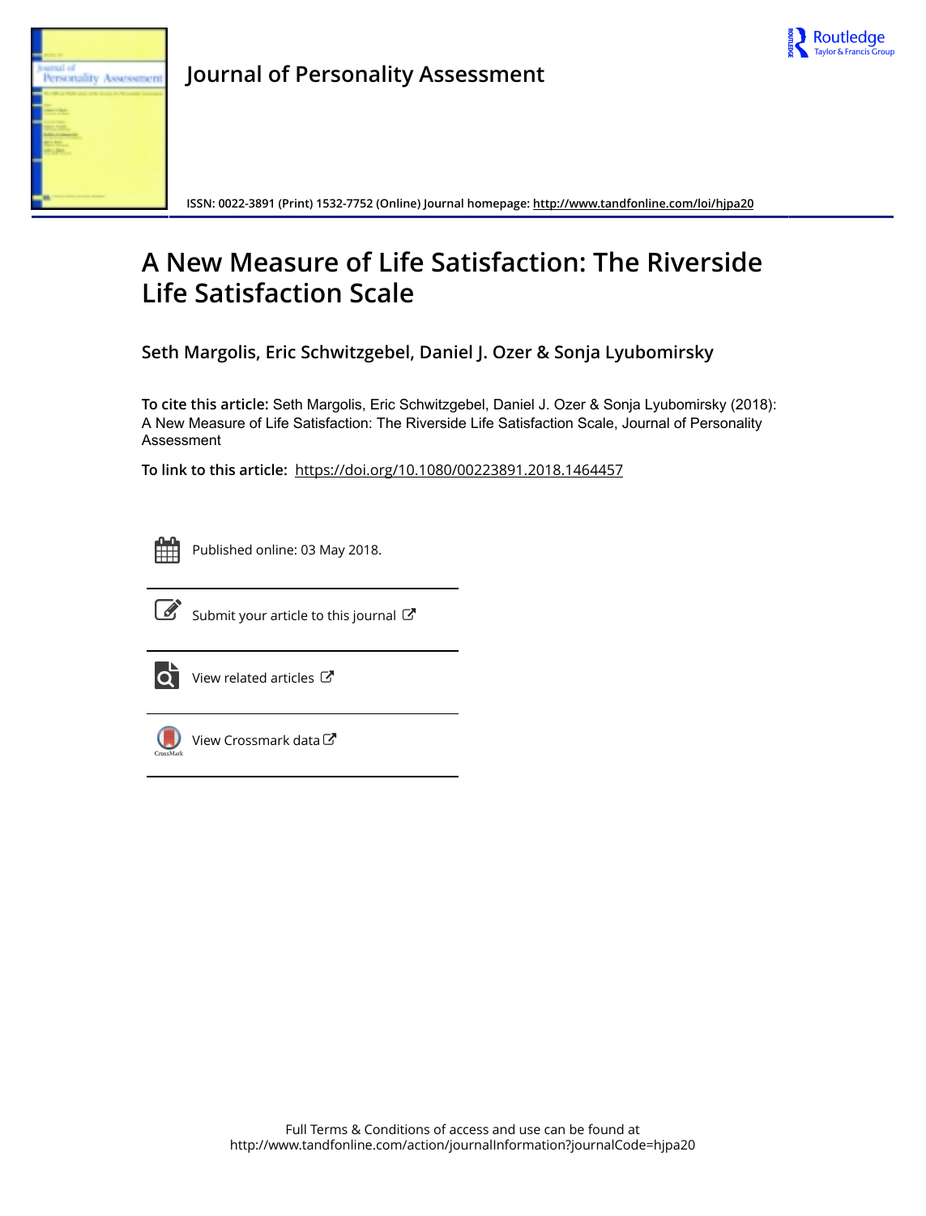Journal of Personality Assessment

ISSN: 0022-3891 (Print) 1532-7752 (Online) Journal homepage: http://www.tandfonline.com/loi/hjpa20

# A New Measure of Life Satisfaction: The Riverside Life Satisfaction Scale

**Seth Margolis, Eric Schwitzgebel, Daniel J. Ozer & Sonja Lyubomirsky**

**To cite this article:** Seth Margolis, Eric Schwitzgebel, Daniel J. Ozer & Sonja Lyubomirsky (2018): A New Measure of Life Satisfaction: The Riverside Life Satisfaction Scale, Journal of Personality Assessment

**To link to this article:** https://doi.org/10.1080/00223891.2018.1464457

Published online: 03 May 2018.

Submit your article to this journal

View related articles

View Crossmark data

Full Terms & Conditions of access and use can be found at
http://www.tandfonline.com/action/journalInformation?journalCode=hjpa20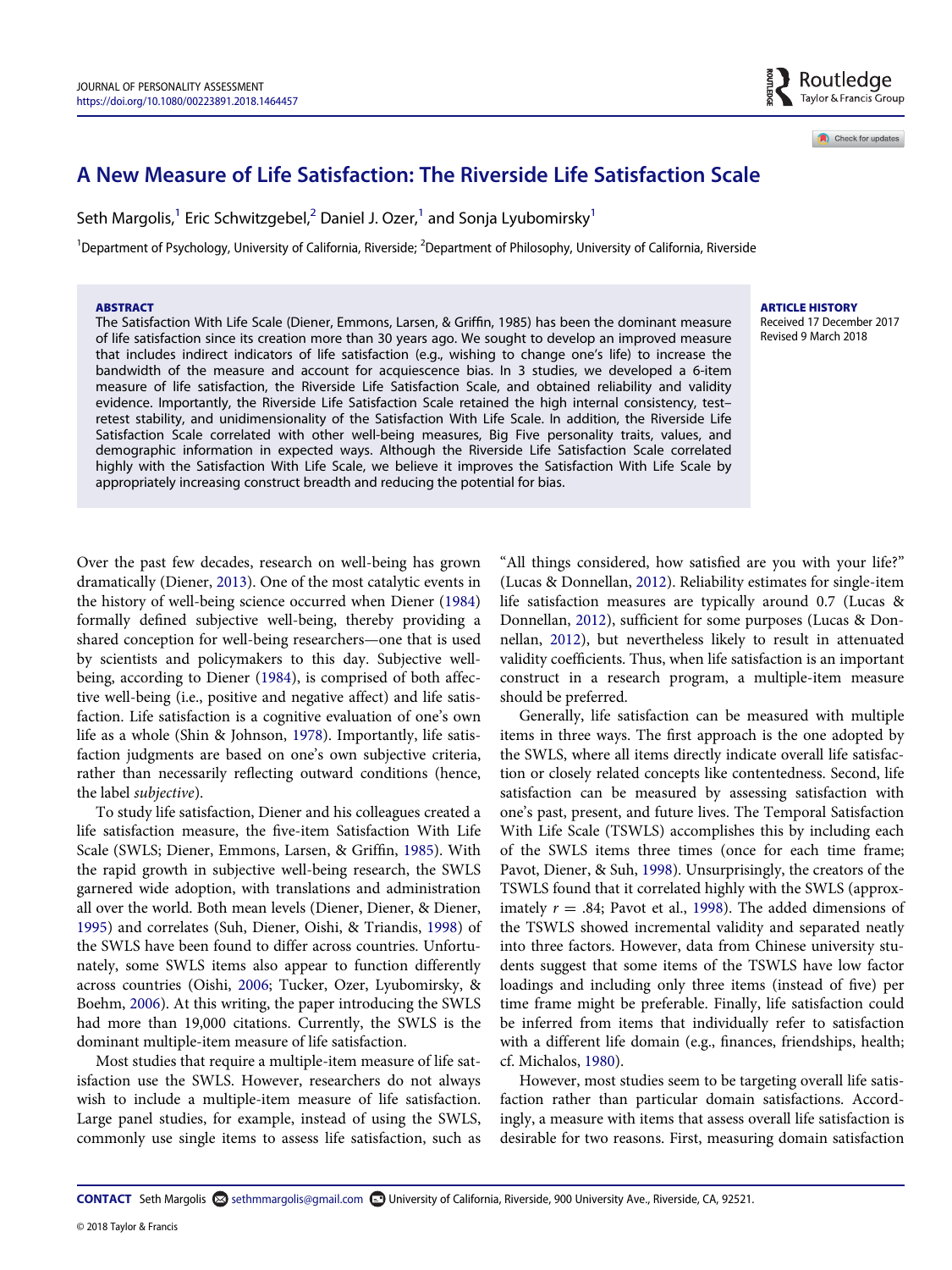# A New Measure of Life Satisfaction: The Riverside Life Satisfaction Scale

Seth Margolis,[1] Eric Schwitzgebel,[2] Daniel J. Ozer,[1] and Sonja Lyubomirsky[1]

[1]Department of Psychology, University of California, Riverside; [2]Department of Philosophy, University of California, Riverside

**ABSTRACT**

The Satisfaction With Life Scale (Diener, Emmons, Larsen, & Griffin, 1985) has been the dominant measure of life satisfaction since its creation more than 30 years ago. We sought to develop an improved measure that includes indirect indicators of life satisfaction (e.g., wishing to change one's life) to increase the bandwidth of the measure and account for acquiescence bias. In 3 studies, we developed a 6-item measure of life satisfaction, the Riverside Life Satisfaction Scale, and obtained reliability and validity evidence. Importantly, the Riverside Life Satisfaction Scale retained the high internal consistency, test–retest stability, and unidimensionality of the Satisfaction With Life Scale. In addition, the Riverside Life Satisfaction Scale correlated with other well-being measures, Big Five personality traits, values, and demographic information in expected ways. Although the Riverside Life Satisfaction Scale correlated highly with the Satisfaction With Life Scale, we believe it improves the Satisfaction With Life Scale by appropriately increasing construct breadth and reducing the potential for bias.

**ARTICLE HISTORY**

Received 17 December 2017
Revised 9 March 2018

Over the past few decades, research on well-being has grown dramatically (Diener, 2013). One of the most catalytic events in the history of well-being science occurred when Diener (1984) formally defined subjective well-being, thereby providing a shared conception for well-being researchers—one that is used by scientists and policymakers to this day. Subjective well-being, according to Diener (1984), is comprised of both affective well-being (i.e., positive and negative affect) and life satisfaction. Life satisfaction is a cognitive evaluation of one's own life as a whole (Shin & Johnson, 1978). Importantly, life satisfaction judgments are based on one's own subjective criteria, rather than necessarily reflecting outward conditions (hence, the label *subjective*).

To study life satisfaction, Diener and his colleagues created a life satisfaction measure, the five-item Satisfaction With Life Scale (SWLS; Diener, Emmons, Larsen, & Griffin, 1985). With the rapid growth in subjective well-being research, the SWLS garnered wide adoption, with translations and administration all over the world. Both mean levels (Diener, Diener, & Diener, 1995) and correlates (Suh, Diener, Oishi, & Triandis, 1998) of the SWLS have been found to differ across countries. Unfortunately, some SWLS items also appear to function differently across countries (Oishi, 2006; Tucker, Ozer, Lyubomirsky, & Boehm, 2006). At this writing, the paper introducing the SWLS had more than 19,000 citations. Currently, the SWLS is the dominant multiple-item measure of life satisfaction.

Most studies that require a multiple-item measure of life satisfaction use the SWLS. However, researchers do not always wish to include a multiple-item measure of life satisfaction. Large panel studies, for example, instead of using the SWLS, commonly use single items to assess life satisfaction, such as "All things considered, how satisfied are you with your life?" (Lucas & Donnellan, 2012). Reliability estimates for single-item life satisfaction measures are typically around 0.7 (Lucas & Donnellan, 2012), sufficient for some purposes (Lucas & Donnellan, 2012), but nevertheless likely to result in attenuated validity coefficients. Thus, when life satisfaction is an important construct in a research program, a multiple-item measure should be preferred.

Generally, life satisfaction can be measured with multiple items in three ways. The first approach is the one adopted by the SWLS, where all items directly indicate overall life satisfaction or closely related concepts like contentedness. Second, life satisfaction can be measured by assessing satisfaction with one's past, present, and future lives. The Temporal Satisfaction With Life Scale (TSWLS) accomplishes this by including each of the SWLS items three times (once for each time frame; Pavot, Diener, & Suh, 1998). Unsurprisingly, the creators of the TSWLS found that it correlated highly with the SWLS (approximately $r = .84$; Pavot et al., 1998). The added dimensions of the TSWLS showed incremental validity and separated neatly into three factors. However, data from Chinese university students suggest that some items of the TSWLS have low factor loadings and including only three items (instead of five) per time frame might be preferable. Finally, life satisfaction could be inferred from items that individually refer to satisfaction with a different life domain (e.g., finances, friendships, health; cf. Michalos, 1980).

However, most studies seem to be targeting overall life satisfaction rather than particular domain satisfactions. Accordingly, a measure with items that assess overall life satisfaction is desirable for two reasons. First, measuring domain satisfaction

**CONTACT** Seth Margolis sethmmargolis@gmail.com University of California, Riverside, 900 University Ave., Riverside, CA, 92521.

© 2018 Taylor & Francis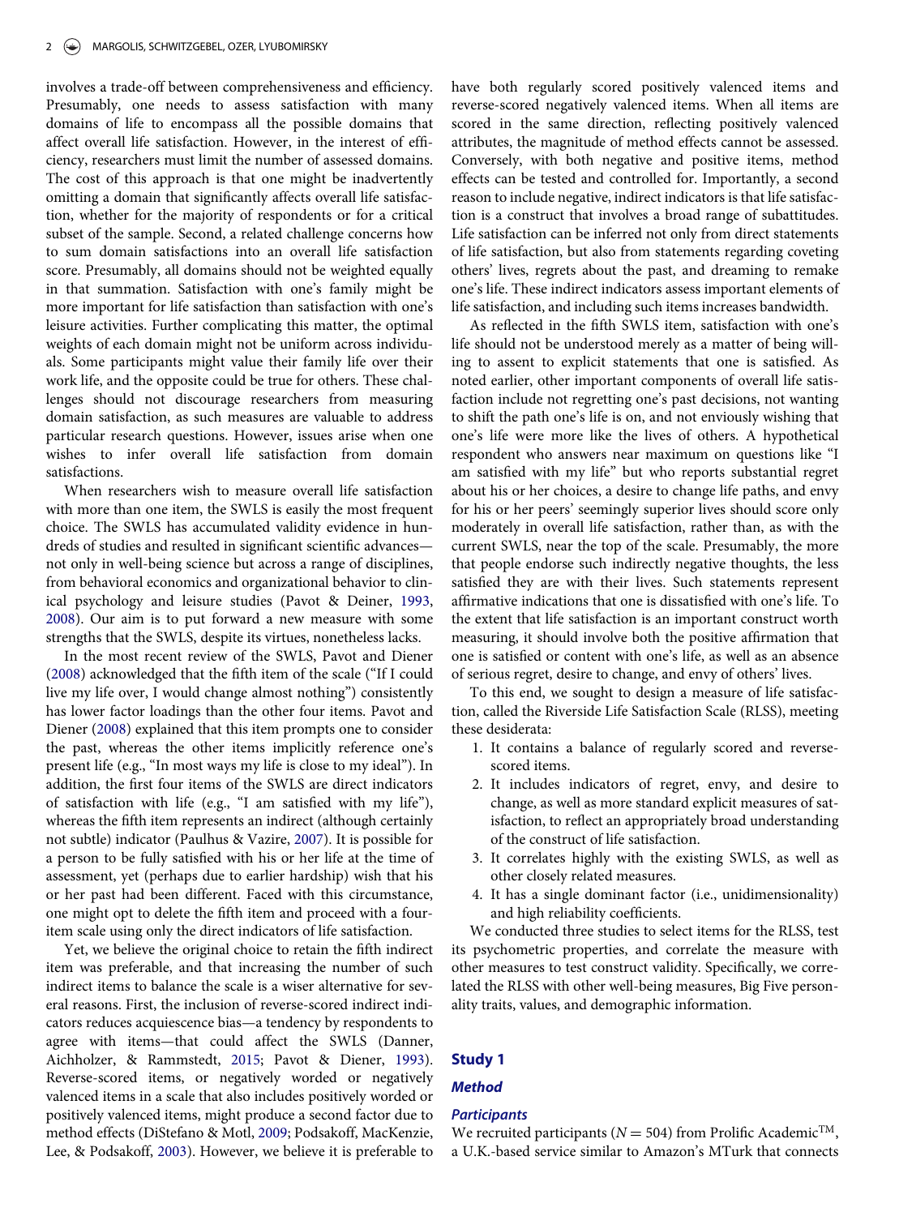involves a trade-off between comprehensiveness and efficiency. Presumably, one needs to assess satisfaction with many domains of life to encompass all the possible domains that affect overall life satisfaction. However, in the interest of efficiency, researchers must limit the number of assessed domains. The cost of this approach is that one might be inadvertently omitting a domain that significantly affects overall life satisfaction, whether for the majority of respondents or for a critical subset of the sample. Second, a related challenge concerns how to sum domain satisfactions into an overall life satisfaction score. Presumably, all domains should not be weighted equally in that summation. Satisfaction with one's family might be more important for life satisfaction than satisfaction with one's leisure activities. Further complicating this matter, the optimal weights of each domain might not be uniform across individuals. Some participants might value their family life over their work life, and the opposite could be true for others. These challenges should not discourage researchers from measuring domain satisfaction, as such measures are valuable to address particular research questions. However, issues arise when one wishes to infer overall life satisfaction from domain satisfactions.

When researchers wish to measure overall life satisfaction with more than one item, the SWLS is easily the most frequent choice. The SWLS has accumulated validity evidence in hundreds of studies and resulted in significant scientific advances—not only in well-being science but across a range of disciplines, from behavioral economics and organizational behavior to clinical psychology and leisure studies (Pavot & Deiner, 1993, 2008). Our aim is to put forward a new measure with some strengths that the SWLS, despite its virtues, nonetheless lacks.

In the most recent review of the SWLS, Pavot and Diener (2008) acknowledged that the fifth item of the scale ("If I could live my life over, I would change almost nothing") consistently has lower factor loadings than the other four items. Pavot and Diener (2008) explained that this item prompts one to consider the past, whereas the other items implicitly reference one's present life (e.g., "In most ways my life is close to my ideal"). In addition, the first four items of the SWLS are direct indicators of satisfaction with life (e.g., "I am satisfied with my life"), whereas the fifth item represents an indirect (although certainly not subtle) indicator (Paulhus & Vazire, 2007). It is possible for a person to be fully satisfied with his or her life at the time of assessment, yet (perhaps due to earlier hardship) wish that his or her past had been different. Faced with this circumstance, one might opt to delete the fifth item and proceed with a four-item scale using only the direct indicators of life satisfaction.

Yet, we believe the original choice to retain the fifth indirect item was preferable, and that increasing the number of such indirect items to balance the scale is a wiser alternative for several reasons. First, the inclusion of reverse-scored indirect indicators reduces acquiescence bias—a tendency by respondents to agree with items—that could affect the SWLS (Danner, Aichholzer, & Rammstedt, 2015; Pavot & Diener, 1993). Reverse-scored items, or negatively worded or negatively valenced items in a scale that also includes positively worded or positively valenced items, might produce a second factor due to method effects (DiStefano & Motl, 2009; Podsakoff, MacKenzie, Lee, & Podsakoff, 2003). However, we believe it is preferable to have both regularly scored positively valenced items and reverse-scored negatively valenced items. When all items are scored in the same direction, reflecting positively valenced attributes, the magnitude of method effects cannot be assessed. Conversely, with both negative and positive items, method effects can be tested and controlled for. Importantly, a second reason to include negative, indirect indicators is that life satisfaction is a construct that involves a broad range of subattitudes. Life satisfaction can be inferred not only from direct statements of life satisfaction, but also from statements regarding coveting others' lives, regrets about the past, and dreaming to remake one's life. These indirect indicators assess important elements of life satisfaction, and including such items increases bandwidth.

As reflected in the fifth SWLS item, satisfaction with one's life should not be understood merely as a matter of being willing to assent to explicit statements that one is satisfied. As noted earlier, other important components of overall life satisfaction include not regretting one's past decisions, not wanting to shift the path one's life is on, and not enviously wishing that one's life were more like the lives of others. A hypothetical respondent who answers near maximum on questions like "I am satisfied with my life" but who reports substantial regret about his or her choices, a desire to change life paths, and envy for his or her peers' seemingly superior lives should score only moderately in overall life satisfaction, rather than, as with the current SWLS, near the top of the scale. Presumably, the more that people endorse such indirectly negative thoughts, the less satisfied they are with their lives. Such statements represent affirmative indications that one is dissatisfied with one's life. To the extent that life satisfaction is an important construct worth measuring, it should involve both the positive affirmation that one is satisfied or content with one's life, as well as an absence of serious regret, desire to change, and envy of others' lives.

To this end, we sought to design a measure of life satisfaction, called the Riverside Life Satisfaction Scale (RLSS), meeting these desiderata:

1. It contains a balance of regularly scored and reverse-scored items.
2. It includes indicators of regret, envy, and desire to change, as well as more standard explicit measures of satisfaction, to reflect an appropriately broad understanding of the construct of life satisfaction.
3. It correlates highly with the existing SWLS, as well as other closely related measures.
4. It has a single dominant factor (i.e., unidimensionality) and high reliability coefficients.

We conducted three studies to select items for the RLSS, test its psychometric properties, and correlate the measure with other measures to test construct validity. Specifically, we correlated the RLSS with other well-being measures, Big Five personality traits, values, and demographic information.

## Study 1

### Method

#### Participants

We recruited participants ($N = 504$) from Prolific Academic™, a U.K.-based service similar to Amazon's MTurk that connects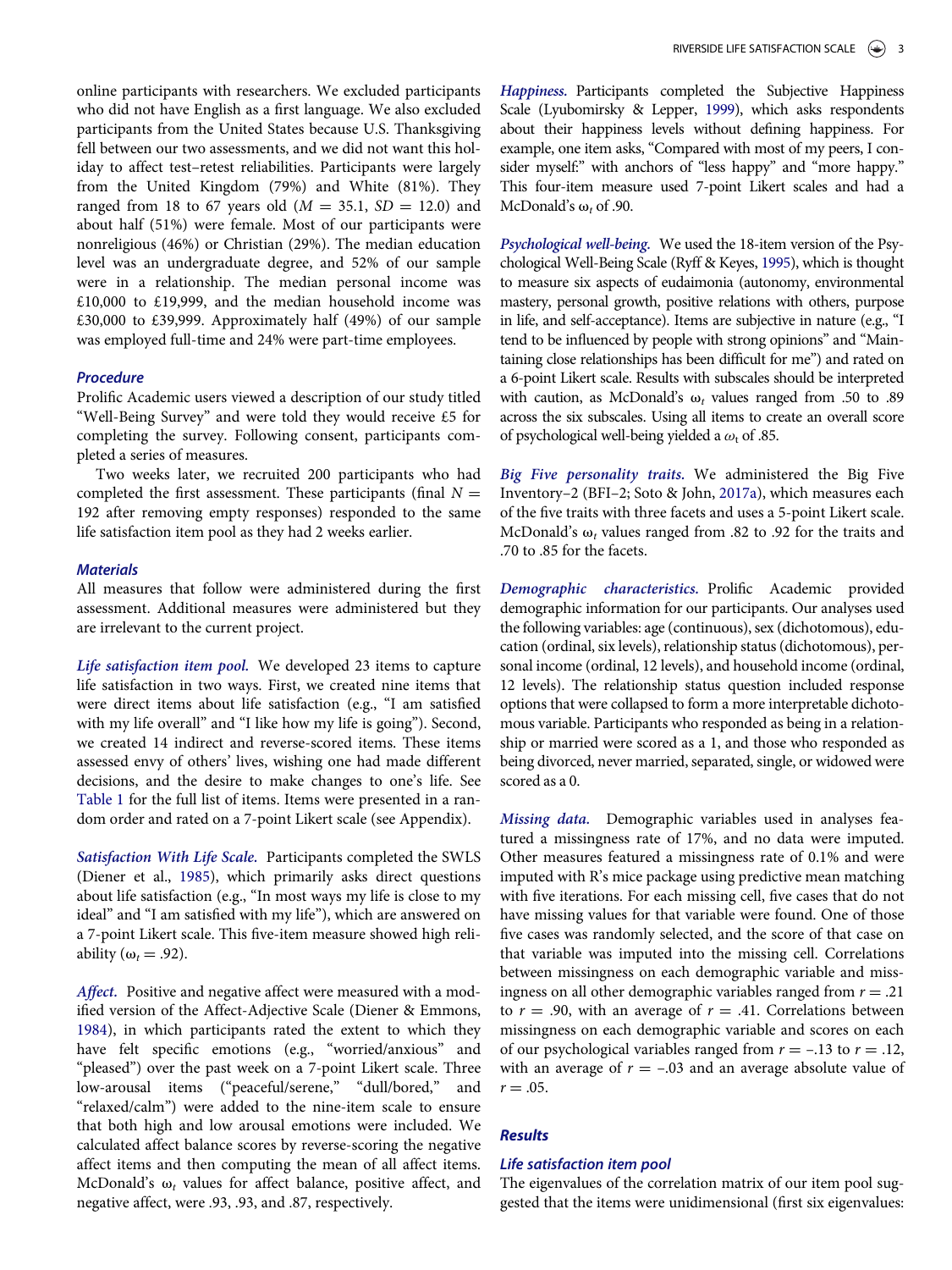online participants with researchers. We excluded participants who did not have English as a first language. We also excluded participants from the United States because U.S. Thanksgiving fell between our two assessments, and we did not want this holiday to affect test–retest reliabilities. Participants were largely from the United Kingdom (79%) and White (81%). They ranged from 18 to 67 years old ($M = 35.1$, $SD = 12.0$) and about half (51%) were female. Most of our participants were nonreligious (46%) or Christian (29%). The median education level was an undergraduate degree, and 52% of our sample were in a relationship. The median personal income was £10,000 to £19,999, and the median household income was £30,000 to £39,999. Approximately half (49%) of our sample was employed full-time and 24% were part-time employees.

### Procedure

Prolific Academic users viewed a description of our study titled "Well-Being Survey" and were told they would receive £5 for completing the survey. Following consent, participants completed a series of measures.

Two weeks later, we recruited 200 participants who had completed the first assessment. These participants (final $N = 192$ after removing empty responses) responded to the same life satisfaction item pool as they had 2 weeks earlier.

### Materials

All measures that follow were administered during the first assessment. Additional measures were administered but they are irrelevant to the current project.

*Life satisfaction item pool.* We developed 23 items to capture life satisfaction in two ways. First, we created nine items that were direct items about life satisfaction (e.g., "I am satisfied with my life overall" and "I like how my life is going"). Second, we created 14 indirect and reverse-scored items. These items assessed envy of others' lives, wishing one had made different decisions, and the desire to make changes to one's life. See Table 1 for the full list of items. Items were presented in a random order and rated on a 7-point Likert scale (see Appendix).

*Satisfaction With Life Scale.* Participants completed the SWLS (Diener et al., 1985), which primarily asks direct questions about life satisfaction (e.g., "In most ways my life is close to my ideal" and "I am satisfied with my life"), which are answered on a 7-point Likert scale. This five-item measure showed high reliability ($\omega_t = .92$).

*Affect.* Positive and negative affect were measured with a modified version of the Affect-Adjective Scale (Diener & Emmons, 1984), in which participants rated the extent to which they have felt specific emotions (e.g., "worried/anxious" and "pleased") over the past week on a 7-point Likert scale. Three low-arousal items ("peaceful/serene," "dull/bored," and "relaxed/calm") were added to the nine-item scale to ensure that both high and low arousal emotions were included. We calculated affect balance scores by reverse-scoring the negative affect items and then computing the mean of all affect items. McDonald's $\omega_t$ values for affect balance, positive affect, and negative affect, were .93, .93, and .87, respectively.

*Happiness.* Participants completed the Subjective Happiness Scale (Lyubomirsky & Lepper, 1999), which asks respondents about their happiness levels without defining happiness. For example, one item asks, "Compared with most of my peers, I consider myself:" with anchors of "less happy" and "more happy." This four-item measure used 7-point Likert scales and had a McDonald's $\omega_t$ of .90.

*Psychological well-being.* We used the 18-item version of the Psychological Well-Being Scale (Ryff & Keyes, 1995), which is thought to measure six aspects of eudaimonia (autonomy, environmental mastery, personal growth, positive relations with others, purpose in life, and self-acceptance). Items are subjective in nature (e.g., "I tend to be influenced by people with strong opinions" and "Maintaining close relationships has been difficult for me") and rated on a 6-point Likert scale. Results with subscales should be interpreted with caution, as McDonald's $\omega_t$ values ranged from .50 to .89 across the six subscales. Using all items to create an overall score of psychological well-being yielded a $\omega_t$ of .85.

*Big Five personality traits.* We administered the Big Five Inventory–2 (BFI–2; Soto & John, 2017a), which measures each of the five traits with three facets and uses a 5-point Likert scale. McDonald's $\omega_t$ values ranged from .82 to .92 for the traits and .70 to .85 for the facets.

*Demographic characteristics.* Prolific Academic provided demographic information for our participants. Our analyses used the following variables: age (continuous), sex (dichotomous), education (ordinal, six levels), relationship status (dichotomous), personal income (ordinal, 12 levels), and household income (ordinal, 12 levels). The relationship status question included response options that were collapsed to form a more interpretable dichotomous variable. Participants who responded as being in a relationship or married were scored as a 1, and those who responded as being divorced, never married, separated, single, or widowed were scored as a 0.

*Missing data.* Demographic variables used in analyses featured a missingness rate of 17%, and no data were imputed. Other measures featured a missingness rate of 0.1% and were imputed with R's mice package using predictive mean matching with five iterations. For each missing cell, five cases that do not have missing values for that variable were found. One of those five cases was randomly selected, and the score of that case on that variable was imputed into the missing cell. Correlations between missingness on each demographic variable and missingness on all other demographic variables ranged from $r = .21$ to $r = .90$, with an average of $r = .41$. Correlations between missingness on each demographic variable and scores on each of our psychological variables ranged from $r = -.13$ to $r = .12$, with an average of $r = -.03$ and an average absolute value of $r = .05$.

## Results

### Life satisfaction item pool

The eigenvalues of the correlation matrix of our item pool suggested that the items were unidimensional (first six eigenvalues: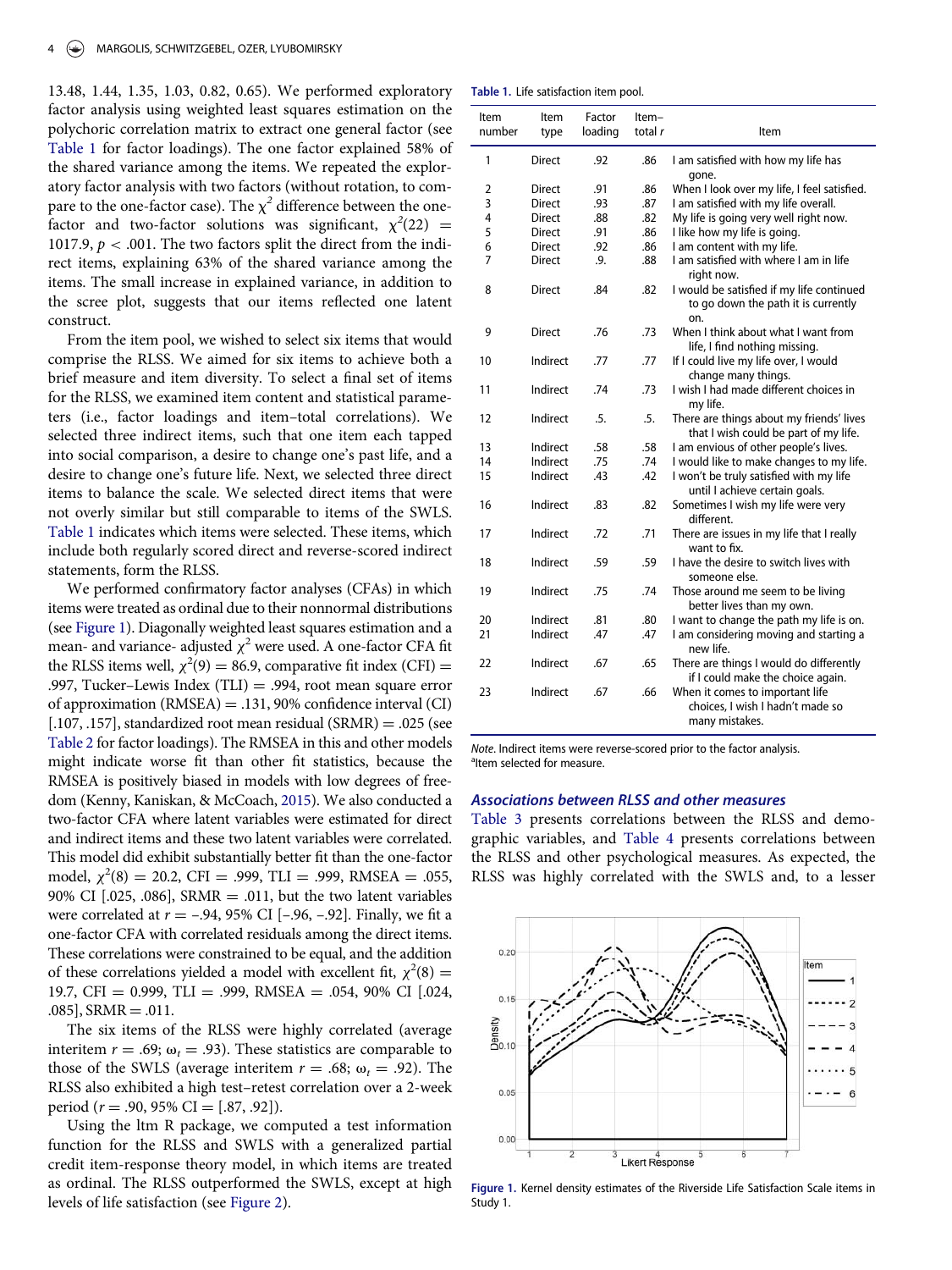13.48, 1.44, 1.35, 1.03, 0.82, 0.65). We performed exploratory factor analysis using weighted least squares estimation on the polychoric correlation matrix to extract one general factor (see Table 1 for factor loadings). The one factor explained 58% of the shared variance among the items. We repeated the exploratory factor analysis with two factors (without rotation, to compare to the one-factor case). The $\chi^2$ difference between the one-factor and two-factor solutions was significant, $\chi^2(22) = 1017.9$, $p < .001$. The two factors split the direct from the indirect items, explaining 63% of the shared variance among the items. The small increase in explained variance, in addition to the scree plot, suggests that our items reflected one latent construct.

From the item pool, we wished to select six items that would comprise the RLSS. We aimed for six items to achieve both a brief measure and item diversity. To select a final set of items for the RLSS, we examined item content and statistical parameters (i.e., factor loadings and item–total correlations). We selected three indirect items, such that one item each tapped into social comparison, a desire to change one's past life, and a desire to change one's future life. Next, we selected three direct items to balance the scale. We selected direct items that were not overly similar but still comparable to items of the SWLS. Table 1 indicates which items were selected. These items, which include both regularly scored direct and reverse-scored indirect statements, form the RLSS.

We performed confirmatory factor analyses (CFAs) in which items were treated as ordinal due to their nonnormal distributions (see Figure 1). Diagonally weighted least squares estimation and a mean- and variance- adjusted $\chi^2$ were used. A one-factor CFA fit the RLSS items well, $\chi^2(9) = 86.9$, comparative fit index (CFI) = .997, Tucker–Lewis Index (TLI) = .994, root mean square error of approximation (RMSEA) = .131, 90% confidence interval (CI) [.107, .157], standardized root mean residual (SRMR) = .025 (see Table 2 for factor loadings). The RMSEA in this and other models might indicate worse fit than other fit statistics, because the RMSEA is positively biased in models with low degrees of freedom (Kenny, Kaniskan, & McCoach, 2015). We also conducted a two-factor CFA where latent variables were estimated for direct and indirect items and these two latent variables were correlated. This model did exhibit substantially better fit than the one-factor model, $\chi^2(8) = 20.2$, CFI = .999, TLI = .999, RMSEA = .055, 90% CI [.025, .086], SRMR = .011, but the two latent variables were correlated at $r = -.94$, 95% CI [−.96, −.92]. Finally, we fit a one-factor CFA with correlated residuals among the direct items. These correlations were constrained to be equal, and the addition of these correlations yielded a model with excellent fit, $\chi^2(8) = 19.7$, CFI = 0.999, TLI = .999, RMSEA = .054, 90% CI [.024, .085], SRMR = .011.

The six items of the RLSS were highly correlated (average interitem $r = .69$; $\omega_t = .93$). These statistics are comparable to those of the SWLS (average interitem $r = .68$; $\omega_t = .92$). The RLSS also exhibited a high test–retest correlation over a 2-week period ($r = .90$, 95% CI = [.87, .92]).

Using the ltm R package, we computed a test information function for the RLSS and SWLS with a generalized partial credit item-response theory model, in which items are treated as ordinal. The RLSS outperformed the SWLS, except at high levels of life satisfaction (see Figure 2).

**Table 1.** Life satisfaction item pool.

| Item number | Item type | Factor loading | Item–total r | Item |
|---|---|---|---|---|
| 1 | Direct | .92 | .86 | I am satisfied with how my life has gone. |
| 2 | Direct | .91 | .86 | When I look over my life, I feel satisfied. |
| 3 | Direct | .93 | .87 | I am satisfied with my life overall. |
| 4 | Direct | .88 | .82 | My life is going very well right now. |
| 5 | Direct | .91 | .86 | I like how my life is going. |
| 6 | Direct | .92 | .86 | I am content with my life. |
| 7 | Direct | .9. | .88 | I am satisfied with where I am in life right now. |
| 8 | Direct | .84 | .82 | I would be satisfied if my life continued to go down the path it is currently on. |
| 9 | Direct | .76 | .73 | When I think about what I want from life, I find nothing missing. |
| 10 | Indirect | .77 | .77 | If I could live my life over, I would change many things. |
| 11 | Indirect | .74 | .73 | I wish I had made different choices in my life. |
| 12 | Indirect | .5. | .5. | There are things about my friends' lives that I wish could be part of my life. |
| 13 | Indirect | .58 | .58 | I am envious of other people's lives. |
| 14 | Indirect | .75 | .74 | I would like to make changes to my life. |
| 15 | Indirect | .43 | .42 | I won't be truly satisfied with my life until I achieve certain goals. |
| 16 | Indirect | .83 | .82 | Sometimes I wish my life were very different. |
| 17 | Indirect | .72 | .71 | There are issues in my life that I really want to fix. |
| 18 | Indirect | .59 | .59 | I have the desire to switch lives with someone else. |
| 19 | Indirect | .75 | .74 | Those around me seem to be living better lives than my own. |
| 20 | Indirect | .81 | .80 | I want to change the path my life is on. |
| 21 | Indirect | .47 | .47 | I am considering moving and starting a new life. |
| 22 | Indirect | .67 | .65 | There are things I would do differently if I could make the choice again. |
| 23 | Indirect | .67 | .66 | When it comes to important life choices, I wish I hadn't made so many mistakes. |

*Note*. Indirect items were reverse-scored prior to the factor analysis.
[a]Item selected for measure.

### Associations between RLSS and other measures

Table 3 presents correlations between the RLSS and demographic variables, and Table 4 presents correlations between the RLSS and other psychological measures. As expected, the RLSS was highly correlated with the SWLS and, to a lesser

**Figure 1.** Kernel density estimates of the Riverside Life Satisfaction Scale items in Study 1.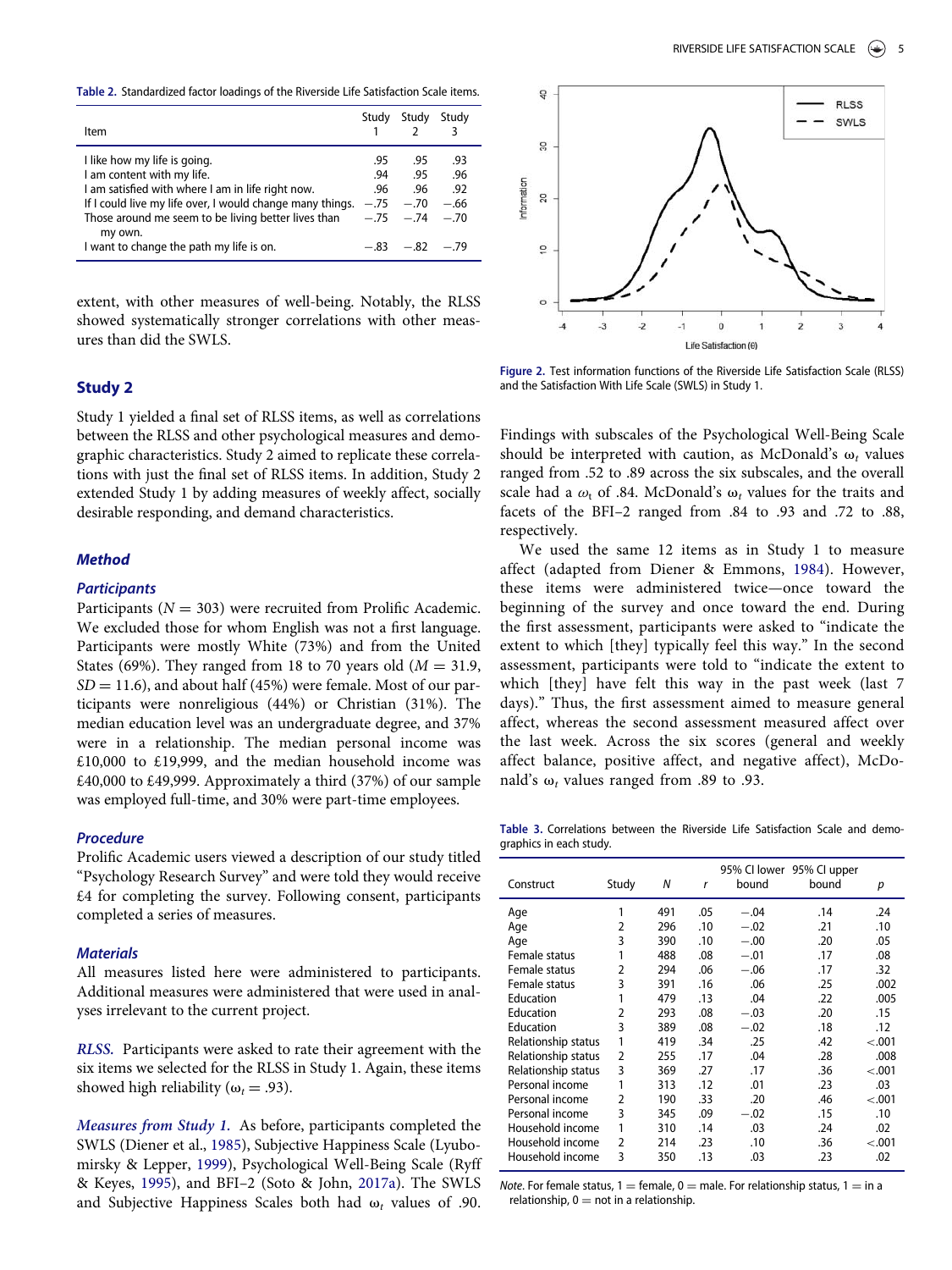**Table 2.** Standardized factor loadings of the Riverside Life Satisfaction Scale items.

| Item | Study 1 | Study 2 | Study 3 |
|---|---|---|---|
| I like how my life is going. | .95 | .95 | .93 |
| I am content with my life. | .94 | .95 | .96 |
| I am satisfied with where I am in life right now. | .96 | .96 | .92 |
| If I could live my life over, I would change many things. | −.75 | −.70 | −.66 |
| Those around me seem to be living better lives than my own. | −.75 | −.74 | −.70 |
| I want to change the path my life is on. | −.83 | −.82 | −.79 |

extent, with other measures of well-being. Notably, the RLSS showed systematically stronger correlations with other measures than did the SWLS.

## Study 2

Study 1 yielded a final set of RLSS items, as well as correlations between the RLSS and other psychological measures and demographic characteristics. Study 2 aimed to replicate these correlations with just the final set of RLSS items. In addition, Study 2 extended Study 1 by adding measures of weekly affect, socially desirable responding, and demand characteristics.

### *Method*

#### *Participants*

Participants ($N = 303$) were recruited from Prolific Academic. We excluded those for whom English was not a first language. Participants were mostly White (73%) and from the United States (69%). They ranged from 18 to 70 years old ($M = 31.9$, $SD = 11.6$), and about half (45%) were female. Most of our participants were nonreligious (44%) or Christian (31%). The median education level was an undergraduate degree, and 37% were in a relationship. The median personal income was £10,000 to £19,999, and the median household income was £40,000 to £49,999. Approximately a third (37%) of our sample was employed full-time, and 30% were part-time employees.

#### *Procedure*

Prolific Academic users viewed a description of our study titled "Psychology Research Survey" and were told they would receive £4 for completing the survey. Following consent, participants completed a series of measures.

#### *Materials*

All measures listed here were administered to participants. Additional measures were administered that were used in analyses irrelevant to the current project.

*RLSS.* Participants were asked to rate their agreement with the six items we selected for the RLSS in Study 1. Again, these items showed high reliability ($\omega_t = .93$).

*Measures from Study 1.* As before, participants completed the SWLS (Diener et al., 1985), Subjective Happiness Scale (Lyubomirsky & Lepper, 1999), Psychological Well-Being Scale (Ryff & Keyes, 1995), and BFI–2 (Soto & John, 2017a). The SWLS and Subjective Happiness Scales both had $\omega_t$ values of .90.

**Figure 2.** Test information functions of the Riverside Life Satisfaction Scale (RLSS) and the Satisfaction With Life Scale (SWLS) in Study 1.

Findings with subscales of the Psychological Well-Being Scale should be interpreted with caution, as McDonald's $\omega_t$ values ranged from .52 to .89 across the six subscales, and the overall scale had a $\omega_t$ of .84. McDonald's $\omega_t$ values for the traits and facets of the BFI–2 ranged from .84 to .93 and .72 to .88, respectively.

We used the same 12 items as in Study 1 to measure affect (adapted from Diener & Emmons, 1984). However, these items were administered twice—once toward the beginning of the survey and once toward the end. During the first assessment, participants were asked to "indicate the extent to which [they] typically feel this way." In the second assessment, participants were told to "indicate the extent to which [they] have felt this way in the past week (last 7 days)." Thus, the first assessment aimed to measure general affect, whereas the second assessment measured affect over the last week. Across the six scores (general and weekly affect balance, positive affect, and negative affect), McDonald's $\omega_t$ values ranged from .89 to .93.

**Table 3.** Correlations between the Riverside Life Satisfaction Scale and demographics in each study.

| Construct | Study | N | r | 95% CI lower bound | 95% CI upper bound | p |
|---|---|---|---|---|---|---|
| Age | 1 | 491 | .05 | −.04 | .14 | .24 |
| Age | 2 | 296 | .10 | −.02 | .21 | .10 |
| Age | 3 | 390 | .10 | −.00 | .20 | .05 |
| Female status | 1 | 488 | .08 | −.01 | .17 | .08 |
| Female status | 2 | 294 | .06 | −.06 | .17 | .32 |
| Female status | 3 | 391 | .16 | .06 | .25 | .002 |
| Education | 1 | 479 | .13 | .04 | .22 | .005 |
| Education | 2 | 293 | .08 | −.03 | .20 | .15 |
| Education | 3 | 389 | .08 | −.02 | .18 | .12 |
| Relationship status | 1 | 419 | .34 | .25 | .42 | <.001 |
| Relationship status | 2 | 255 | .17 | .04 | .28 | .008 |
| Relationship status | 3 | 369 | .27 | .17 | .36 | <.001 |
| Personal income | 1 | 313 | .12 | .01 | .23 | .03 |
| Personal income | 2 | 190 | .33 | .20 | .46 | <.001 |
| Personal income | 3 | 345 | .09 | −.02 | .15 | .10 |
| Household income | 1 | 310 | .14 | .03 | .24 | .02 |
| Household income | 2 | 214 | .23 | .10 | .36 | <.001 |
| Household income | 3 | 350 | .13 | .03 | .23 | .02 |

*Note.* For female status, 1 = female, 0 = male. For relationship status, 1 = in a relationship, 0 = not in a relationship.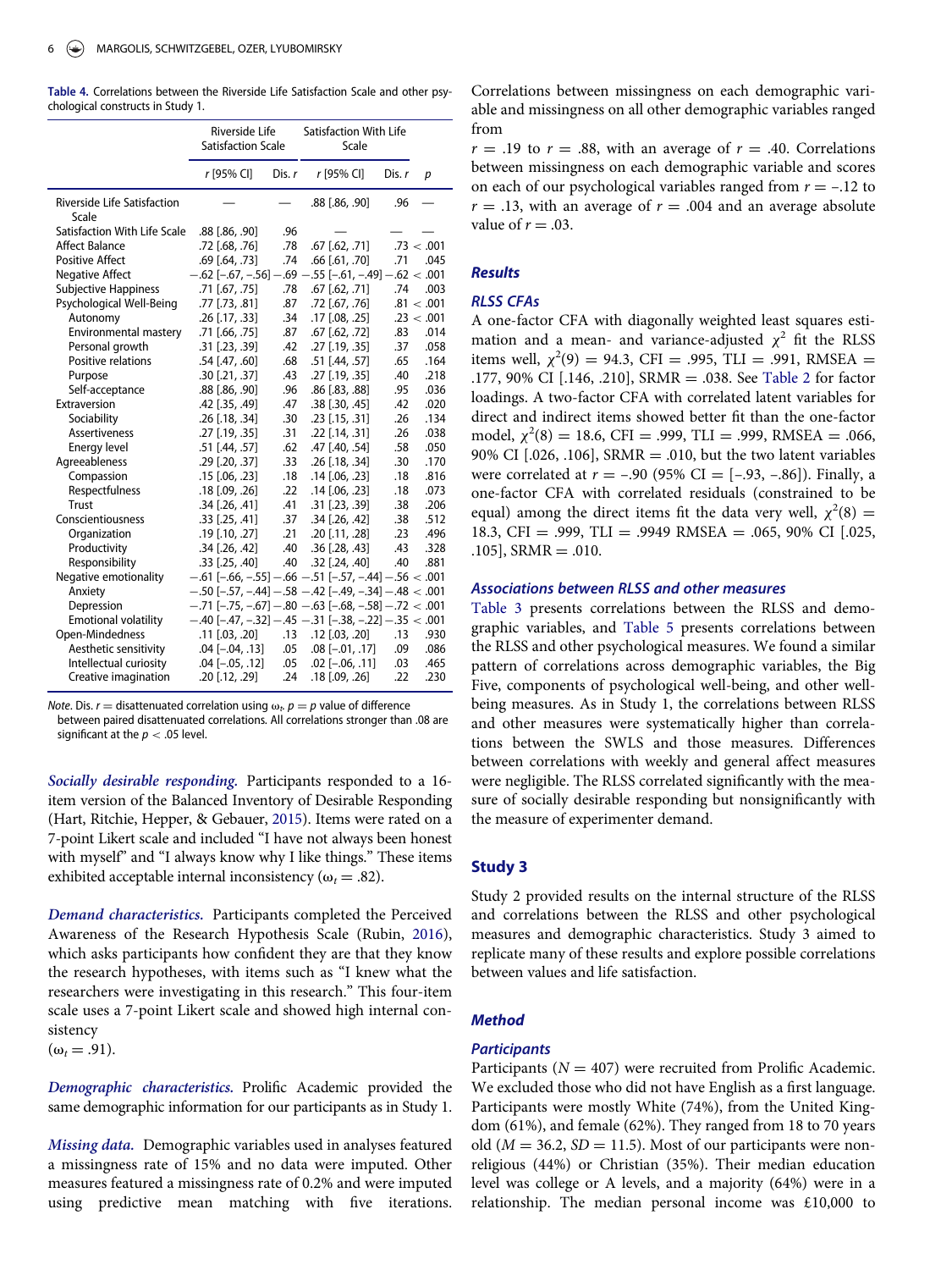**Table 4.** Correlations between the Riverside Life Satisfaction Scale and other psychological constructs in Study 1.

| | Riverside Life Satisfaction Scale | | Satisfaction With Life Scale | | |
|---|---|---|---|---|---|
| | *r* [95% CI] | Dis. *r* | *r* [95% CI] | Dis. *r* | *p* |
| Riverside Life Satisfaction Scale | — | — | .88 [.86, .90] | .96 | — |
| Satisfaction With Life Scale | .88 [.86, .90] | .96 | — | — | — |
| Affect Balance | .72 [.68, .76] | .78 | .67 [.62, .71] | .73 | < .001 |
| Positive Affect | .69 [.64, .73] | .74 | .66 [.61, .70] | .71 | .045 |
| Negative Affect | −.62 [−.67, −.56] | −.69 | −.55 [−.61, −.49] | −.62 | < .001 |
| Subjective Happiness | .71 [.67, .75] | .78 | .67 [.62, .71] | .74 | .003 |
| Psychological Well-Being | .77 [.73, .81] | .87 | .72 [.67, .76] | .81 | < .001 |
| Autonomy | .26 [.17, .33] | .34 | .17 [.08, .25] | .23 | < .001 |
| Environmental mastery | .71 [.66, .75] | .87 | .67 [.62, .72] | .83 | .014 |
| Personal growth | .31 [.23, .39] | .42 | .27 [.19, .35] | .37 | .058 |
| Positive relations | .54 [.47, .60] | .68 | .51 [.44, .57] | .65 | .164 |
| Purpose | .30 [.21, .37] | .43 | .27 [.19, .35] | .40 | .218 |
| Self-acceptance | .88 [.86, .90] | .96 | .86 [.83, .88] | .95 | .036 |
| Extraversion | .42 [.35, .49] | .47 | .38 [.30, .45] | .42 | .020 |
| Sociability | .26 [.18, .34] | .30 | .23 [.15, .31] | .26 | .134 |
| Assertiveness | .27 [.19, .35] | .31 | .22 [.14, .31] | .26 | .038 |
| Energy level | .51 [.44, .57] | .62 | .47 [.40, .54] | .58 | .050 |
| Agreeableness | .29 [.20, .37] | .33 | .26 [.18, .34] | .30 | .170 |
| Compassion | .15 [.06, .23] | .18 | .14 [.06, .23] | .18 | .816 |
| Respectfulness | .18 [.09, .26] | .22 | .14 [.06, .23] | .18 | .073 |
| Trust | .34 [.26, .41] | .41 | .31 [.23, .39] | .38 | .206 |
| Conscientiousness | .33 [.25, .41] | .37 | .34 [.26, .42] | .38 | .512 |
| Organization | .19 [.10, .27] | .21 | .20 [.11, .28] | .23 | .496 |
| Productivity | .34 [.26, .42] | .40 | .36 [.28, .43] | .43 | .328 |
| Responsibility | .33 [.25, .40] | .40 | .32 [.24, .40] | .40 | .881 |
| Negative emotionality | −.61 [−.66, −.55] | −.66 | −.51 [−.57, −.44] | −.56 | < .001 |
| Anxiety | −.50 [−.57, −.44] | −.58 | −.42 [−.49, −.34] | −.48 | < .001 |
| Depression | −.71 [−.75, −.67] | −.80 | −.63 [−.68, −.58] | −.72 | < .001 |
| Emotional volatility | −.40 [−.47, −.32] | −.45 | −.31 [−.38, −.22] | −.35 | < .001 |
| Open-Mindedness | .11 [.03, .20] | .13 | .12 [.03, .20] | .13 | .930 |
| Aesthetic sensitivity | .04 [−.04, .13] | .05 | .08 [−.01, .17] | .09 | .086 |
| Intellectual curiosity | .04 [−.05, .12] | .05 | .02 [−.06, .11] | .03 | .465 |
| Creative imagination | .20 [.12, .29] | .24 | .18 [.09, .26] | .22 | .230 |

*Note.* Dis. *r* = disattenuated correlation using $\omega_t$. *p* = *p* value of difference between paired disattenuated correlations. All correlations stronger than .08 are significant at the $p < .05$ level.

*Socially desirable responding.* Participants responded to a 16-item version of the Balanced Inventory of Desirable Responding (Hart, Ritchie, Hepper, & Gebauer, 2015). Items were rated on a 7-point Likert scale and included "I have not always been honest with myself" and "I always know why I like things." These items exhibited acceptable internal inconsistency ($\omega_t = .82$).

*Demand characteristics.* Participants completed the Perceived Awareness of the Research Hypothesis Scale (Rubin, 2016), which asks participants how confident they are that they know the research hypotheses, with items such as "I knew what the researchers were investigating in this research." This four-item scale uses a 7-point Likert scale and showed high internal consistency ($\omega_t = .91$).

*Demographic characteristics.* Prolific Academic provided the same demographic information for our participants as in Study 1.

*Missing data.* Demographic variables used in analyses featured a missingness rate of 15% and no data were imputed. Other measures featured a missingness rate of 0.2% and were imputed using predictive mean matching with five iterations. Correlations between missingness on each demographic variable and missingness on all other demographic variables ranged from $r = .19$ to $r = .88$, with an average of $r = .40$. Correlations between missingness on each demographic variable and scores on each of our psychological variables ranged from $r = -.12$ to $r = .13$, with an average of $r = .004$ and an average absolute value of $r = .03$.

### Results

#### RLSS CFAs

A one-factor CFA with diagonally weighted least squares estimation and a mean- and variance-adjusted $\chi^2$ fit the RLSS items well, $\chi^2(9) = 94.3$, CFI = .995, TLI = .991, RMSEA = .177, 90% CI [.146, .210], SRMR = .038. See Table 2 for factor loadings. A two-factor CFA with correlated latent variables for direct and indirect items showed better fit than the one-factor model, $\chi^2(8) = 18.6$, CFI = .999, TLI = .999, RMSEA = .066, 90% CI [.026, .106], SRMR = .010, but the two latent variables were correlated at $r = -.90$ (95% CI = [−.93, −.86]). Finally, a one-factor CFA with correlated residuals (constrained to be equal) among the direct items fit the data very well, $\chi^2(8) = 18.3$, CFI = .999, TLI = .9949 RMSEA = .065, 90% CI [.025, .105], SRMR = .010.

#### Associations between RLSS and other measures

Table 3 presents correlations between the RLSS and demographic variables, and Table 5 presents correlations between the RLSS and other psychological measures. We found a similar pattern of correlations across demographic variables, the Big Five, components of psychological well-being, and other well-being measures. As in Study 1, the correlations between RLSS and other measures were systematically higher than correlations between the SWLS and those measures. Differences between correlations with weekly and general affect measures were negligible. The RLSS correlated significantly with the measure of socially desirable responding but nonsignificantly with the measure of experimenter demand.

## Study 3

Study 2 provided results on the internal structure of the RLSS and correlations between the RLSS and other psychological measures and demographic characteristics. Study 3 aimed to replicate many of these results and explore possible correlations between values and life satisfaction.

### Method

#### Participants

Participants ($N = 407$) were recruited from Prolific Academic. We excluded those who did not have English as a first language. Participants were mostly White (74%), from the United Kingdom (61%), and female (62%). They ranged from 18 to 70 years old ($M = 36.2$, $SD = 11.5$). Most of our participants were nonreligious (44%) or Christian (35%). Their median education level was college or A levels, and a majority (64%) were in a relationship. The median personal income was £10,000 to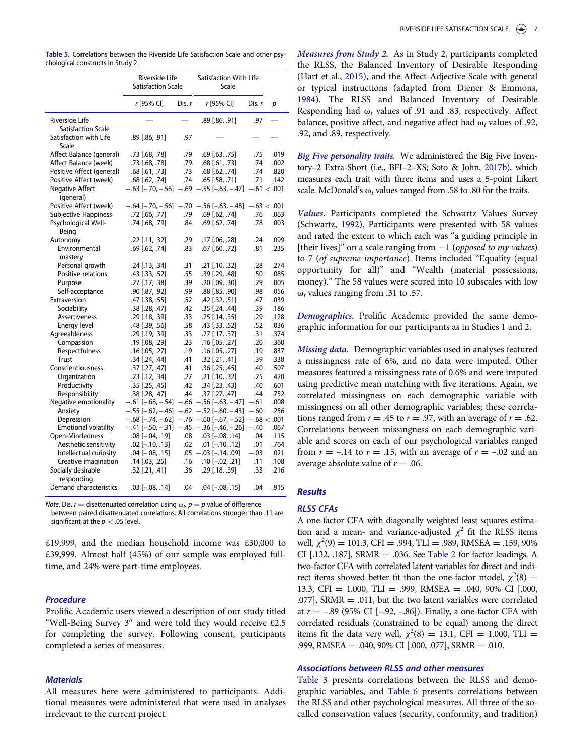**Table 5.** Correlations between the Riverside Life Satisfaction Scale and other psychological constructs in Study 2.

| | Riverside Life Satisfaction Scale | | Satisfaction With Life Scale | | |
|---|---|---|---|---|---|
| | r [95% CI] | Dis. r | r [95% CI] | Dis. r | p |
| Riverside Life Satisfaction Scale | — | — | .89 [.86, .91] | .97 | — |
| Satisfaction with Life Scale | .89 [.86, .91] | .97 | — | — | — |
| Affect Balance (general) | .73 [.68, .78] | .79 | .69 [.63, .75] | .75 | .019 |
| Affect Balance (week) | .73 [.68, .78] | .79 | .68 [.61, .73] | .74 | .002 |
| Positive Affect (general) | .68 [.61, .73] | .73 | .68 [.62, .74] | .74 | .820 |
| Positive Affect (week) | .68 [.62, .74] | .74 | .65 [.58, .71] | .71 | .142 |
| Negative Affect (general) | −.63 [−.70, −.56] | −.69 | −.55 [−.63, −.47] | −.61 | < .001 |
| Positive Affect (week) | −.64 [−.70, −.56] | −.70 | −.56 [−.63, −.48] | −.63 | < .001 |
| Subjective Happiness | .72 [.66, .77] | .79 | .69 [.62, .74] | .76 | .063 |
| Psychological Well-Being | .74 [.68, .79] | .84 | .69 [.62, .74] | .78 | .003 |
| Autonomy | .22 [.11, .32] | .29 | .17 [.06, .28] | .24 | .099 |
| Environmental mastery | .69 [.62, .74] | .83 | .67 [.60, .72] | .81 | .235 |
| Personal growth | .24 [.13, .34] | .31 | .21 [.10, .32] | .28 | .274 |
| Positive relations | .43 [.33, .52] | .55 | .39 [.29, .48] | .50 | .085 |
| Purpose | .27 [.17, .38] | .39 | .20 [.09, .30] | .29 | .005 |
| Self-acceptance | .90 [.87, .92] | .99 | .88 [.85, .90] | .98 | .056 |
| Extraversion | .47 [.38, .55] | .52 | .42 [.32, .51] | .47 | .039 |
| Sociability | .38 [.28, .47] | .42 | .35 [.24, .44] | .39 | .186 |
| Assertiveness | .29 [.18, .39] | .33 | .25 [.14, .35] | .29 | .128 |
| Energy level | .48 [.39, .56] | .58 | .43 [.33, .52] | .52 | .036 |
| Agreeableness | .29 [.19, .39] | .33 | .27 [.17, .37] | .31 | .374 |
| Compassion | .19 [.08, .29] | .23 | .16 [.05, .27] | .20 | .360 |
| Respectfulness | .16 [.05, .27] | .19 | .16 [.05, .27] | .19 | .837 |
| Trust | .34 [.24, .44] | .41 | .32 [.21, .41] | .39 | .338 |
| Conscientiousness | .37 [.27, .47] | .41 | .36 [.25, .45] | .40 | .507 |
| Organization | .23 [.12, .34] | .27 | .21 [.10, .32] | .25 | .420 |
| Productivity | .35 [.25, .45] | .42 | .34 [.23, .43] | .40 | .601 |
| Responsibility | .38 [.28, .47] | .44 | .37 [.27, .47] | .44 | .752 |
| Negative emotionality | −.61 [−.68, −.54] | −.66 | −.56 [−.63, −.47] | −.61 | .008 |
| Anxiety | −.55 [−.62, −.46] | −.62 | −.52 [−.60, −.43] | −.60 | .256 |
| Depression | −.68 [−.74, −.62] | −.76 | −.60 [−.67, −.52] | −.68 | < .001 |
| Emotional volatility | −.41 [−.50, −.31] | −.45 | −.36 [−.46, −.26] | −.40 | .067 |
| Open-Mindedness | .08 [−.04, .19] | .08 | .03 [−.08, .14] | .04 | .115 |
| Aesthetic sensitivity | .02 [−.10, .13] | .02 | .01 [−.10, .12] | .01 | .764 |
| Intellectual curiosity | .04 [−.08, .15] | .05 | −.03 [−.14, .09] | −.03 | .021 |
| Creative imagination | .14 [.03, .25] | .16 | .10 [−.02, .21] | .11 | .108 |
| Socially desirable responding | .32 [.21, .41] | .36 | .29 [.18, .39] | .33 | .216 |
| Demand characteristics | .03 [−.08, .14] | .04 | .04 [−.08, .15] | .04 | .915 |

*Note.* Dis. r = disattenuated correlation using $\omega_t$. p = p value of difference between paired disattenuated correlations. All correlations stronger than .11 are significant at the $p < .05$ level.

£19,999, and the median household income was £30,000 to £39,999. Almost half (45%) of our sample was employed full-time, and 24% were part-time employees.

### Procedure

Prolific Academic users viewed a description of our study titled "Well-Being Survey 3" and were told they would receive £2.5 for completing the survey. Following consent, participants completed a series of measures.

### Materials

All measures here were administered to participants. Additional measures were administered that were used in analyses irrelevant to the current project.

*Measures from Study 2.* As in Study 2, participants completed the RLSS, the Balanced Inventory of Desirable Responding (Hart et al., 2015), and the Affect-Adjective Scale with general or typical instructions (adapted from Diener & Emmons, 1984). The RLSS and Balanced Inventory of Desirable Responding had $\omega_t$ values of .91 and .83, respectively. Affect balance, positive affect, and negative affect had $\omega_t$ values of .92, .92, and .89, respectively.

*Big Five personality traits.* We administered the Big Five Inventory–2 Extra-Short (i.e., BFI–2–XS; Soto & John, 2017b), which measures each trait with three items and uses a 5-point Likert scale. McDonald's $\omega_t$ values ranged from .58 to .80 for the traits.

*Values.* Participants completed the Schwartz Values Survey (Schwartz, 1992). Participants were presented with 58 values and rated the extent to which each was "a guiding principle in [their lives]" on a scale ranging from −1 (*opposed to my values*) to 7 (*of supreme importance*). Items included "Equality (equal opportunity for all)" and "Wealth (material possessions, money)." The 58 values were scored into 10 subscales with low $\omega_t$ values ranging from .31 to .57.

*Demographics.* Prolific Academic provided the same demographic information for our participants as in Studies 1 and 2.

*Missing data.* Demographic variables used in analyses featured a missingness rate of 6%, and no data were imputed. Other measures featured a missingness rate of 0.6% and were imputed using predictive mean matching with five iterations. Again, we correlated missingness on each demographic variable with missingness on all other demographic variables; these correlations ranged from $r = .45$ to $r = .97$, with an average of $r = .62$. Correlations between missingness on each demographic variable and scores on each of our psychological variables ranged from $r = -.14$ to $r = .15$, with an average of $r = -.02$ and an average absolute value of $r = .06$.

## Results

### RLSS CFAs

A one-factor CFA with diagonally weighted least squares estimation and a mean- and variance-adjusted $\chi^2$ fit the RLSS items well, $\chi^2(9) = 101.3$, CFI = .994, TLI = .989, RMSEA = .159, 90% CI [.132, .187], SRMR = .036. See Table 2 for factor loadings. A two-factor CFA with correlated latent variables for direct and indirect items showed better fit than the one-factor model, $\chi^2(8) = 13.3$, CFI = 1.000, TLI = .999, RMSEA = .040, 90% CI [.000, .077], SRMR = .011, but the two latent variables were correlated at $r = -.89$ (95% CI [−.92, −.86]). Finally, a one-factor CFA with correlated residuals (constrained to be equal) among the direct items fit the data very well, $\chi^2(8) = 13.1$, CFI = 1.000, TLI = .999, RMSEA = .040, 90% CI [.000, .077], SRMR = .010.

### Associations between RLSS and other measures

Table 3 presents correlations between the RLSS and demographic variables, and Table 6 presents correlations between the RLSS and other psychological measures. All three of the so-called conservation values (security, conformity, and tradition)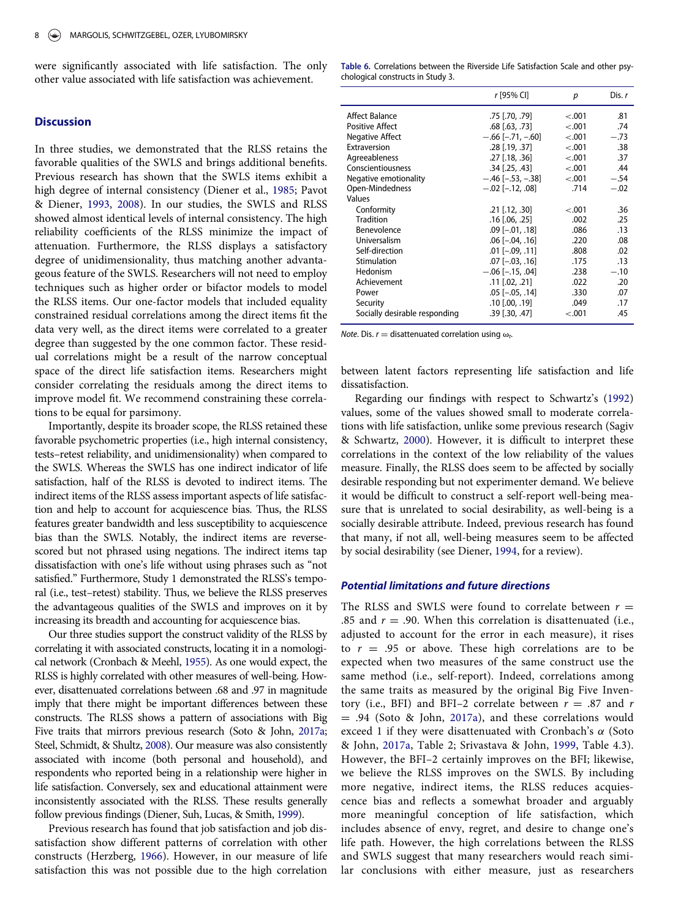were significantly associated with life satisfaction. The only other value associated with life satisfaction was achievement.

## Discussion

In three studies, we demonstrated that the RLSS retains the favorable qualities of the SWLS and brings additional benefits. Previous research has shown that the SWLS items exhibit a high degree of internal consistency (Diener et al., 1985; Pavot & Diener, 1993, 2008). In our studies, the SWLS and RLSS showed almost identical levels of internal consistency. The high reliability coefficients of the RLSS minimize the impact of attenuation. Furthermore, the RLSS displays a satisfactory degree of unidimensionality, thus matching another advantageous feature of the SWLS. Researchers will not need to employ techniques such as higher order or bifactor models to model the RLSS items. Our one-factor models that included equality constrained residual correlations among the direct items fit the data very well, as the direct items were correlated to a greater degree than suggested by the one common factor. These residual correlations might be a result of the narrow conceptual space of the direct life satisfaction items. Researchers might consider correlating the residuals among the direct items to improve model fit. We recommend constraining these correlations to be equal for parsimony.

Importantly, despite its broader scope, the RLSS retained these favorable psychometric properties (i.e., high internal consistency, tests–retest reliability, and unidimensionality) when compared to the SWLS. Whereas the SWLS has one indirect indicator of life satisfaction, half of the RLSS is devoted to indirect items. The indirect items of the RLSS assess important aspects of life satisfaction and help to account for acquiescence bias. Thus, the RLSS features greater bandwidth and less susceptibility to acquiescence bias than the SWLS. Notably, the indirect items are reverse-scored but not phrased using negations. The indirect items tap dissatisfaction with one's life without using phrases such as "not satisfied." Furthermore, Study 1 demonstrated the RLSS's temporal (i.e., test–retest) stability. Thus, we believe the RLSS preserves the advantageous qualities of the SWLS and improves on it by increasing its breadth and accounting for acquiescence bias.

Our three studies support the construct validity of the RLSS by correlating it with associated constructs, locating it in a nomological network (Cronbach & Meehl, 1955). As one would expect, the RLSS is highly correlated with other measures of well-being. However, disattenuated correlations between .68 and .97 in magnitude imply that there might be important differences between these constructs. The RLSS shows a pattern of associations with Big Five traits that mirrors previous research (Soto & John, 2017a; Steel, Schmidt, & Shultz, 2008). Our measure was also consistently associated with income (both personal and household), and respondents who reported being in a relationship were higher in life satisfaction. Conversely, sex and educational attainment were inconsistently associated with the RLSS. These results generally follow previous findings (Diener, Suh, Lucas, & Smith, 1999).

Previous research has found that job satisfaction and job dissatisfaction show different patterns of correlation with other constructs (Herzberg, 1966). However, in our measure of life satisfaction this was not possible due to the high correlation between latent factors representing life satisfaction and life dissatisfaction.

**Table 6.** Correlations between the Riverside Life Satisfaction Scale and other psychological constructs in Study 3.

| | r [95% CI] | p | Dis. r |
|---|---|---|---|
| Affect Balance | .75 [.70, .79] | <.001 | .81 |
| Positive Affect | .68 [.63, .73] | <.001 | .74 |
| Negative Affect | −.66 [−.71, −.60] | <.001 | −.73 |
| Extraversion | .28 [.19, .37] | <.001 | .38 |
| Agreeableness | .27 [.18, .36] | <.001 | .37 |
| Conscientiousness | .34 [.25, .43] | <.001 | .44 |
| Negative emotionality | −.46 [−.53, −.38] | <.001 | −.54 |
| Open-Mindedness | −.02 [−.12, .08] | .714 | −.02 |
| Values | | | |
| Conformity | .21 [.12, .30] | <.001 | .36 |
| Tradition | .16 [.06, .25] | .002 | .25 |
| Benevolence | .09 [−.01, .18] | .086 | .13 |
| Universalism | .06 [−.04, .16] | .220 | .08 |
| Self-direction | .01 [−.09, .11] | .808 | .02 |
| Stimulation | .07 [−.03, .16] | .175 | .13 |
| Hedonism | −.06 [−.15, .04] | .238 | −.10 |
| Achievement | .11 [.02, .21] | .022 | .20 |
| Power | .05 [−.05, .14] | .330 | .07 |
| Security | .10 [.00, .19] | .049 | .17 |
| Socially desirable responding | .39 [.30, .47] | <.001 | .45 |

*Note.* Dis. $r$ = disattenuated correlation using $\omega_t$.

Regarding our findings with respect to Schwartz's (1992) values, some of the values showed small to moderate correlations with life satisfaction, unlike some previous research (Sagiv & Schwartz, 2000). However, it is difficult to interpret these correlations in the context of the low reliability of the values measure. Finally, the RLSS does seem to be affected by socially desirable responding but not experimenter demand. We believe it would be difficult to construct a self-report well-being measure that is unrelated to social desirability, as well-being is a socially desirable attribute. Indeed, previous research has found that many, if not all, well-being measures seem to be affected by social desirability (see Diener, 1994, for a review).

### *Potential limitations and future directions*

The RLSS and SWLS were found to correlate between $r$ = .85 and $r$ = .90. When this correlation is disattenuated (i.e., adjusted to account for the error in each measure), it rises to $r$ = .95 or above. These high correlations are to be expected when two measures of the same construct use the same method (i.e., self-report). Indeed, correlations among the same traits as measured by the original Big Five Inventory (i.e., BFI) and BFI–2 correlate between $r$ = .87 and $r$ = .94 (Soto & John, 2017a), and these correlations would exceed 1 if they were disattenuated with Cronbach's $\alpha$ (Soto & John, 2017a, Table 2; Srivastava & John, 1999, Table 4.3). However, the BFI–2 certainly improves on the BFI; likewise, we believe the RLSS improves on the SWLS. By including more negative, indirect items, the RLSS reduces acquiescence bias and reflects a somewhat broader and arguably more meaningful conception of life satisfaction, which includes absence of envy, regret, and desire to change one's life path. However, the high correlations between the RLSS and SWLS suggest that many researchers would reach similar conclusions with either measure, just as researchers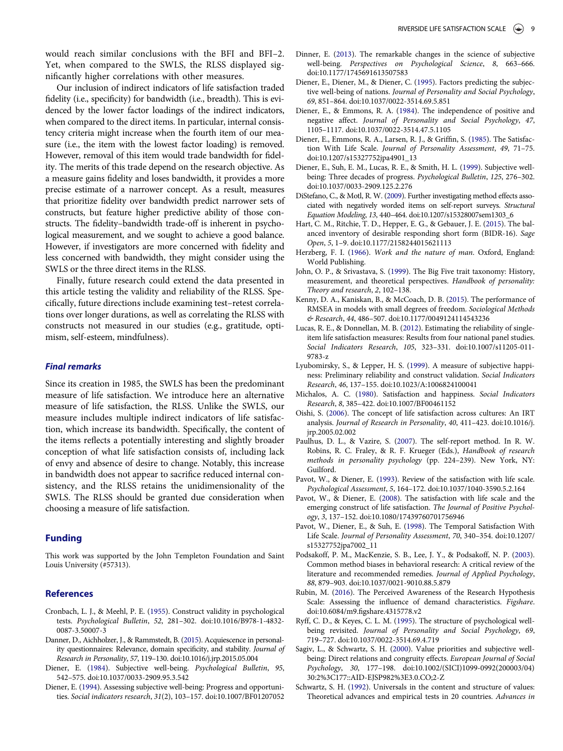would reach similar conclusions with the BFI and BFI–2. Yet, when compared to the SWLS, the RLSS displayed significantly higher correlations with other measures.

Our inclusion of indirect indicators of life satisfaction traded fidelity (i.e., specificity) for bandwidth (i.e., breadth). This is evidenced by the lower factor loadings of the indirect indicators, when compared to the direct items. In particular, internal consistency criteria might increase when the fourth item of our measure (i.e., the item with the lowest factor loading) is removed. However, removal of this item would trade bandwidth for fidelity. The merits of this trade depend on the research objective. As a measure gains fidelity and loses bandwidth, it provides a more precise estimate of a narrower concept. As a result, measures that prioritize fidelity over bandwidth predict narrower sets of constructs, but feature higher predictive ability of those constructs. The fidelity–bandwidth trade-off is inherent in psychological measurement, and we sought to achieve a good balance. However, if investigators are more concerned with fidelity and less concerned with bandwidth, they might consider using the SWLS or the three direct items in the RLSS.

Finally, future research could extend the data presented in this article testing the validity and reliability of the RLSS. Specifically, future directions include examining test–retest correlations over longer durations, as well as correlating the RLSS with constructs not measured in our studies (e.g., gratitude, optimism, self-esteem, mindfulness).

### *Final remarks*

Since its creation in 1985, the SWLS has been the predominant measure of life satisfaction. We introduce here an alternative measure of life satisfaction, the RLSS. Unlike the SWLS, our measure includes multiple indirect indicators of life satisfaction, which increase its bandwidth. Specifically, the content of the items reflects a potentially interesting and slightly broader conception of what life satisfaction consists of, including lack of envy and absence of desire to change. Notably, this increase in bandwidth does not appear to sacrifice reduced internal consistency, and the RLSS retains the unidimensionality of the SWLS. The RLSS should be granted due consideration when choosing a measure of life satisfaction.

## Funding

This work was supported by the John Templeton Foundation and Saint Louis University (#57313).

## References

Cronbach, L. J., & Meehl, P. E. (1955). Construct validity in psychological tests. *Psychological Bulletin*, *52*, 281–302. doi:10.1016/B978-1-4832-0087-3.50007-3

Danner, D., Aichholzer, J., & Rammstedt, B. (2015). Acquiescence in personality questionnaires: Relevance, domain specificity, and stability. *Journal of Research in Personality*, *57*, 119–130. doi:10.1016/j.jrp.2015.05.004

Diener, E. (1984). Subjective well-being. *Psychological Bulletin*, *95*, 542–575. doi:10.1037/0033-2909.95.3.542

Diener, E. (1994). Assessing subjective well-being: Progress and opportunities. *Social indicators research*, *31*(2), 103–157. doi:10.1007/BF01207052

Dinner, E. (2013). The remarkable changes in the science of subjective well-being. *Perspectives on Psychological Science*, *8*, 663–666. doi:10.1177/1745691613507583

Diener, E., Diener, M., & Diener, C. (1995). Factors predicting the subjective well-being of nations. *Journal of Personality and Social Psychology*, *69*, 851–864. doi:10.1037/0022-3514.69.5.851

Diener, E., & Emmons, R. A. (1984). The independence of positive and negative affect. *Journal of Personality and Social Psychology*, *47*, 1105–1117. doi:10.1037/0022-3514.47.5.1105

Diener, E., Emmons, R. A., Larsen, R. J., & Griffin, S. (1985). The Satisfaction With Life Scale. *Journal of Personality Assessment*, *49*, 71–75. doi:10.1207/s15327752jpa4901_13

Diener, E., Suh, E. M., Lucas, R. E., & Smith, H. L. (1999). Subjective well-being: Three decades of progress. *Psychological Bulletin*, *125*, 276–302. doi:10.1037/0033-2909.125.2.276

DiStefano, C., & Motl, R. W. (2009). Further investigating method effects associated with negatively worded items on self-report surveys. *Structural Equation Modeling*, *13*, 440–464. doi:10.1207/s15328007sem1303_6

Hart, C. M., Ritchie, T. D., Hepper, E. G., & Gebauer, J. E. (2015). The balanced inventory of desirable responding short form (BIDR-16). *Sage Open*, *5*, 1–9. doi:10.1177/2158244015621113

Herzberg, F. I. (1966). *Work and the nature of man*. Oxford, England: World Publishing.

John, O. P., & Srivastava, S. (1999). The Big Five trait taxonomy: History, measurement, and theoretical perspectives. *Handbook of personality: Theory and research*, *2*, 102–138.

Kenny, D. A., Kaniskan, B., & McCoach, D. B. (2015). The performance of RMSEA in models with small degrees of freedom. *Sociological Methods & Research*, *44*, 486–507. doi:10.1177/0049124114543236

Lucas, R. E., & Donnellan, M. B. (2012). Estimating the reliability of single-item life satisfaction measures: Results from four national panel studies. *Social Indicators Research*, *105*, 323–331. doi:10.1007/s11205-011-9783-z

Lyubomirsky, S., & Lepper, H. S. (1999). A measure of subjective happiness: Preliminary reliability and construct validation. *Social Indicators Research*, *46*, 137–155. doi:10.1023/A:1006824100041

Michalos, A. C. (1980). Satisfaction and happiness. *Social Indicators Research*, *8*, 385–422. doi:10.1007/BF00461152

Oishi, S. (2006). The concept of life satisfaction across cultures: An IRT analysis. *Journal of Research in Personality*, *40*, 411–423. doi:10.1016/j.jrp.2005.02.002

Paulhus, D. L., & Vazire, S. (2007). The self-report method. In R. W. Robins, R. C. Fraley, & R. F. Krueger (Eds.), *Handbook of research methods in personality psychology* (pp. 224–239). New York, NY: Guilford.

Pavot, W., & Diener, E. (1993). Review of the satisfaction with life scale. *Psychological Assessment*, *5*, 164–172. doi:10.1037/1040-3590.5.2.164

Pavot, W., & Diener, E. (2008). The satisfaction with life scale and the emerging construct of life satisfaction. *The Journal of Positive Psychology*, *3*, 137–152. doi:10.1080/17439760701756946

Pavot, W., Diener, E., & Suh, E. (1998). The Temporal Satisfaction With Life Scale. *Journal of Personality Assessment*, *70*, 340–354. doi:10.1207/s15327752jpa7002_11

Podsakoff, P. M., MacKenzie, S. B., Lee, J. Y., & Podsakoff, N. P. (2003). Common method biases in behavioral research: A critical review of the literature and recommended remedies. *Journal of Applied Psychology*, *88*, 879–903. doi:10.1037/0021-9010.88.5.879

Rubin, M. (2016). The Perceived Awareness of the Research Hypothesis Scale: Assessing the influence of demand characteristics. *Figshare*. doi:10.6084/m9.figshare.4315778.v2

Ryff, C. D., & Keyes, C. L. M. (1995). The structure of psychological well-being revisited. *Journal of Personality and Social Psychology*, *69*, 719–727. doi:10.1037/0022-3514.69.4.719

Sagiv, L., & Schwartz, S. H. (2000). Value priorities and subjective well-being: Direct relations and congruity effects. *European Journal of Social Psychology*, *30*, 177–198. doi:10.1002/(SICI)1099-0992(200003/04)30:2%3C177::AID-EJSP982%3E3.0.CO;2-Z

Schwartz, S. H. (1992). Universals in the content and structure of values: Theoretical advances and empirical tests in 20 countries. *Advances in*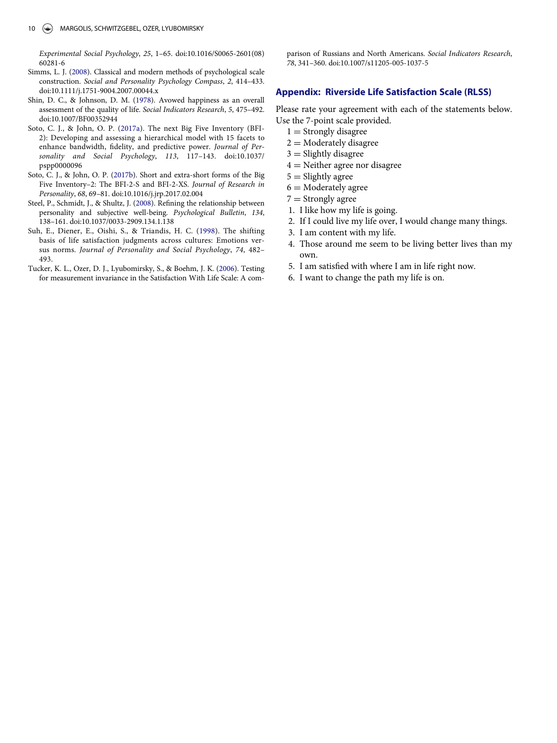*Experimental Social Psychology*, *25*, 1–65. doi:10.1016/S0065-2601(08)60281-6

Simms, L. J. (2008). Classical and modern methods of psychological scale construction. *Social and Personality Psychology Compass*, *2*, 414–433. doi:10.1111/j.1751-9004.2007.00044.x

Shin, D. C., & Johnson, D. M. (1978). Avowed happiness as an overall assessment of the quality of life. *Social Indicators Research*, *5*, 475–492. doi:10.1007/BF00352944

Soto, C. J., & John, O. P. (2017a). The next Big Five Inventory (BFI-2): Developing and assessing a hierarchical model with 15 facets to enhance bandwidth, fidelity, and predictive power. *Journal of Personality and Social Psychology*, *113*, 117–143. doi:10.1037/pspp0000096

Soto, C. J., & John, O. P. (2017b). Short and extra-short forms of the Big Five Inventory–2: The BFI-2-S and BFI-2-XS. *Journal of Research in Personality*, *68*, 69–81. doi:10.1016/j.jrp.2017.02.004

Steel, P., Schmidt, J., & Shultz, J. (2008). Refining the relationship between personality and subjective well-being. *Psychological Bulletin*, *134*, 138–161. doi:10.1037/0033-2909.134.1.138

Suh, E., Diener, E., Oishi, S., & Triandis, H. C. (1998). The shifting basis of life satisfaction judgments across cultures: Emotions versus norms. *Journal of Personality and Social Psychology*, *74*, 482–493.

Tucker, K. L., Ozer, D. J., Lyubomirsky, S., & Boehm, J. K. (2006). Testing for measurement invariance in the Satisfaction With Life Scale: A comparison of Russians and North Americans. *Social Indicators Research*, *78*, 341–360. doi:10.1007/s11205-005-1037-5

## Appendix: Riverside Life Satisfaction Scale (RLSS)

Please rate your agreement with each of the statements below. Use the 7-point scale provided.

1 = Strongly disagree
2 = Moderately disagree
3 = Slightly disagree
4 = Neither agree nor disagree
5 = Slightly agree
6 = Moderately agree
7 = Strongly agree

1. I like how my life is going.
2. If I could live my life over, I would change many things.
3. I am content with my life.
4. Those around me seem to be living better lives than my own.
5. I am satisfied with where I am in life right now.
6. I want to change the path my life is on.